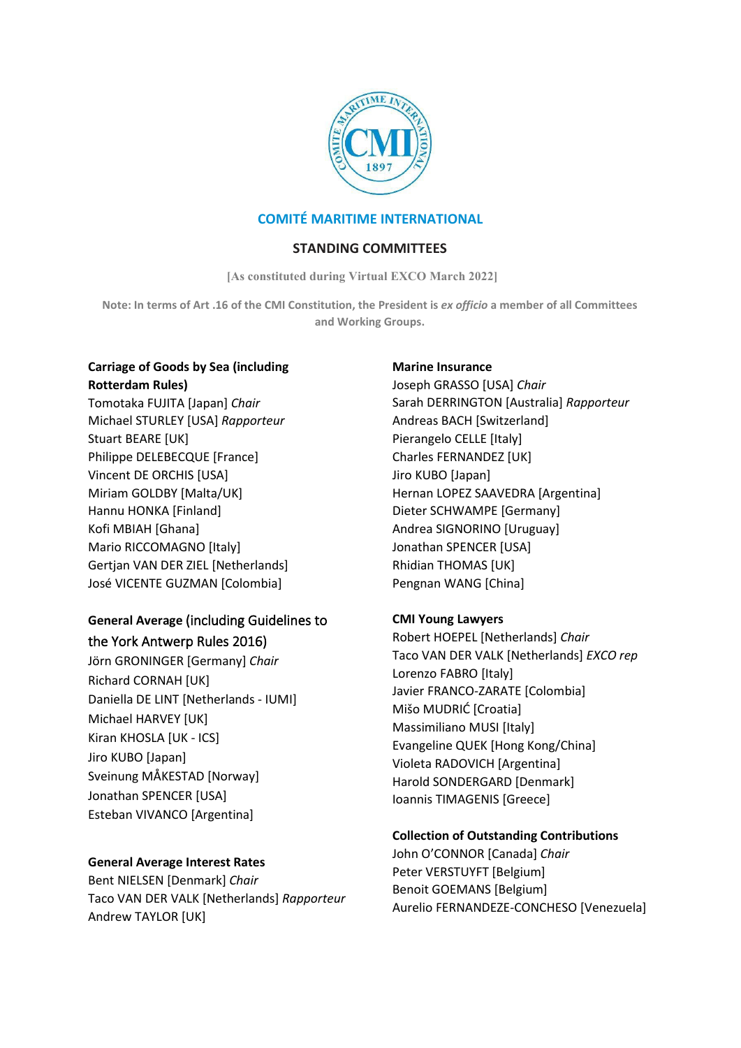# COMITÉ MARITIME INTERNATIONAL

## STANDING COMMITTEES

[As constituted during Virtual EXCO March 2022]

**Note: In terms of Art .16 of the CMI Constitution, the President is *ex officio* a member of all Committees and Working Groups.**

### Carriage of Goods by Sea (including Rotterdam Rules)

Tomotaka FUJITA [Japan] *Chair*
Michael STURLEY [USA] *Rapporteur*
Stuart BEARE [UK]
Philippe DELEBECQUE [France]
Vincent DE ORCHIS [USA]
Miriam GOLDBY [Malta/UK]
Hannu HONKA [Finland]
Kofi MBIAH [Ghana]
Mario RICCOMAGNO [Italy]
Gertjan VAN DER ZIEL [Netherlands]
José VICENTE GUZMAN [Colombia]

### General Average (including Guidelines to the York Antwerp Rules 2016)

Jörn GRONINGER [Germany] *Chair*
Richard CORNAH [UK]
Daniella DE LINT [Netherlands - IUMI]
Michael HARVEY [UK]
Kiran KHOSLA [UK - ICS]
Jiro KUBO [Japan]
Sveinung MÅKESTAD [Norway]
Jonathan SPENCER [USA]
Esteban VIVANCO [Argentina]

### General Average Interest Rates

Bent NIELSEN [Denmark] *Chair*
Taco VAN DER VALK [Netherlands] *Rapporteur*
Andrew TAYLOR [UK]

### Marine Insurance

Joseph GRASSO [USA] *Chair*
Sarah DERRINGTON [Australia] *Rapporteur*
Andreas BACH [Switzerland]
Pierangelo CELLE [Italy]
Charles FERNANDEZ [UK]
Jiro KUBO [Japan]
Hernan LOPEZ SAAVEDRA [Argentina]
Dieter SCHWAMPE [Germany]
Andrea SIGNORINO [Uruguay]
Jonathan SPENCER [USA]
Rhidian THOMAS [UK]
Pengnan WANG [China]

### CMI Young Lawyers

Robert HOEPEL [Netherlands] *Chair*
Taco VAN DER VALK [Netherlands] *EXCO rep*
Lorenzo FABRO [Italy]
Javier FRANCO-ZARATE [Colombia]
Mišo MUDRIĆ [Croatia]
Massimiliano MUSI [Italy]
Evangeline QUEK [Hong Kong/China]
Violeta RADOVICH [Argentina]
Harold SONDERGARD [Denmark]
Ioannis TIMAGENIS [Greece]

### Collection of Outstanding Contributions

John O'CONNOR [Canada] *Chair*
Peter VERSTUYFT [Belgium]
Benoit GOEMANS [Belgium]
Aurelio FERNANDEZE-CONCHESO [Venezuela]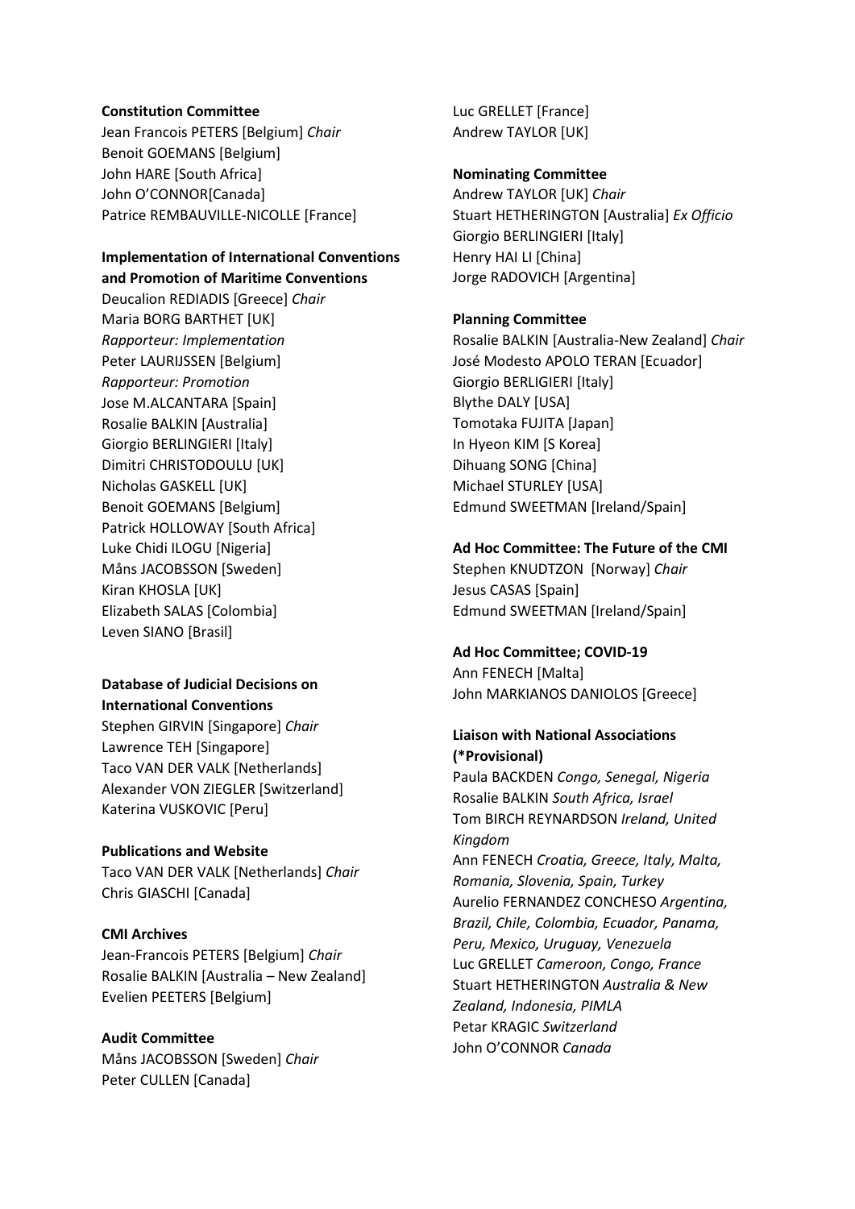**Constitution Committee**
Jean Francois PETERS [Belgium] *Chair*
Benoit GOEMANS [Belgium]
John HARE [South Africa]
John O'CONNOR[Canada]
Patrice REMBAUVILLE-NICOLLE [France]

**Implementation of International Conventions and Promotion of Maritime Conventions**
Deucalion REDIADIS [Greece] *Chair*
Maria BORG BARTHET [UK]
*Rapporteur: Implementation*
Peter LAURIJSSEN [Belgium]
*Rapporteur: Promotion*
Jose M.ALCANTARA [Spain]
Rosalie BALKIN [Australia]
Giorgio BERLINGIERI [Italy]
Dimitri CHRISTODOULU [UK]
Nicholas GASKELL [UK]
Benoit GOEMANS [Belgium]
Patrick HOLLOWAY [South Africa]
Luke Chidi ILOGU [Nigeria]
Måns JACOBSSON [Sweden]
Kiran KHOSLA [UK]
Elizabeth SALAS [Colombia]
Leven SIANO [Brasil]

**Database of Judicial Decisions on International Conventions**
Stephen GIRVIN [Singapore] *Chair*
Lawrence TEH [Singapore]
Taco VAN DER VALK [Netherlands]
Alexander VON ZIEGLER [Switzerland]
Katerina VUSKOVIC [Peru]

**Publications and Website**
Taco VAN DER VALK [Netherlands] *Chair*
Chris GIASCHI [Canada]

**CMI Archives**
Jean-Francois PETERS [Belgium] *Chair*
Rosalie BALKIN [Australia – New Zealand]
Evelien PEETERS [Belgium]

**Audit Committee**
Måns JACOBSSON [Sweden] *Chair*
Peter CULLEN [Canada]
Luc GRELLET [France]
Andrew TAYLOR [UK]

**Nominating Committee**
Andrew TAYLOR [UK] *Chair*
Stuart HETHERINGTON [Australia] *Ex Officio*
Giorgio BERLINGIERI [Italy]
Henry HAI LI [China]
Jorge RADOVICH [Argentina]

**Planning Committee**
Rosalie BALKIN [Australia-New Zealand] *Chair*
José Modesto APOLO TERAN [Ecuador]
Giorgio BERLIGIERI [Italy]
Blythe DALY [USA]
Tomotaka FUJITA [Japan]
In Hyeon KIM [S Korea]
Dihuang SONG [China]
Michael STURLEY [USA]
Edmund SWEETMAN [Ireland/Spain]

**Ad Hoc Committee: The Future of the CMI**
Stephen KNUDTZON [Norway] *Chair*
Jesus CASAS [Spain]
Edmund SWEETMAN [Ireland/Spain]

**Ad Hoc Committee; COVID-19**
Ann FENECH [Malta]
John MARKIANOS DANIOLOS [Greece]

**Liaison with National Associations (*Provisional)**
Paula BACKDEN *Congo, Senegal, Nigeria*
Rosalie BALKIN *South Africa, Israel*
Tom BIRCH REYNARDSON *Ireland, United Kingdom*
Ann FENECH *Croatia, Greece, Italy, Malta, Romania, Slovenia, Spain, Turkey*
Aurelio FERNANDEZ CONCHESO *Argentina, Brazil, Chile, Colombia, Ecuador, Panama, Peru, Mexico, Uruguay, Venezuela*
Luc GRELLET *Cameroon, Congo, France*
Stuart HETHERINGTON *Australia & New Zealand, Indonesia, PIMLA*
Petar KRAGIC *Switzerland*
John O'CONNOR *Canada*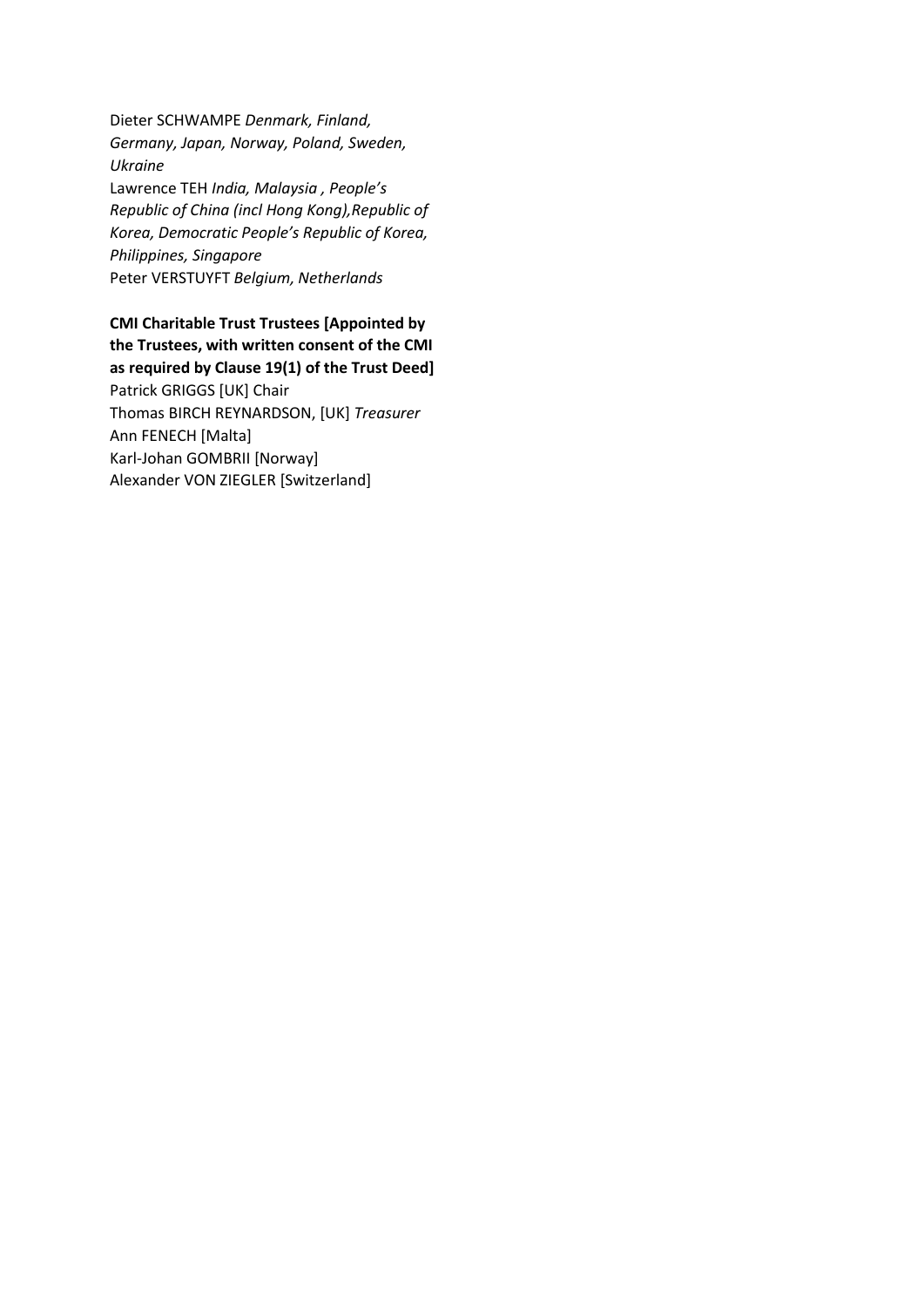Dieter SCHWAMPE *Denmark, Finland, Germany, Japan, Norway, Poland, Sweden, Ukraine*
Lawrence TEH *India, Malaysia , People's Republic of China (incl Hong Kong),Republic of Korea, Democratic People's Republic of Korea, Philippines, Singapore*
Peter VERSTUYFT *Belgium, Netherlands*

**CMI Charitable Trust Trustees [Appointed by the Trustees, with written consent of the CMI as required by Clause 19(1) of the Trust Deed]**
Patrick GRIGGS [UK] Chair
Thomas BIRCH REYNARDSON, [UK] *Treasurer*
Ann FENECH [Malta]
Karl-Johan GOMBRII [Norway]
Alexander VON ZIEGLER [Switzerland]